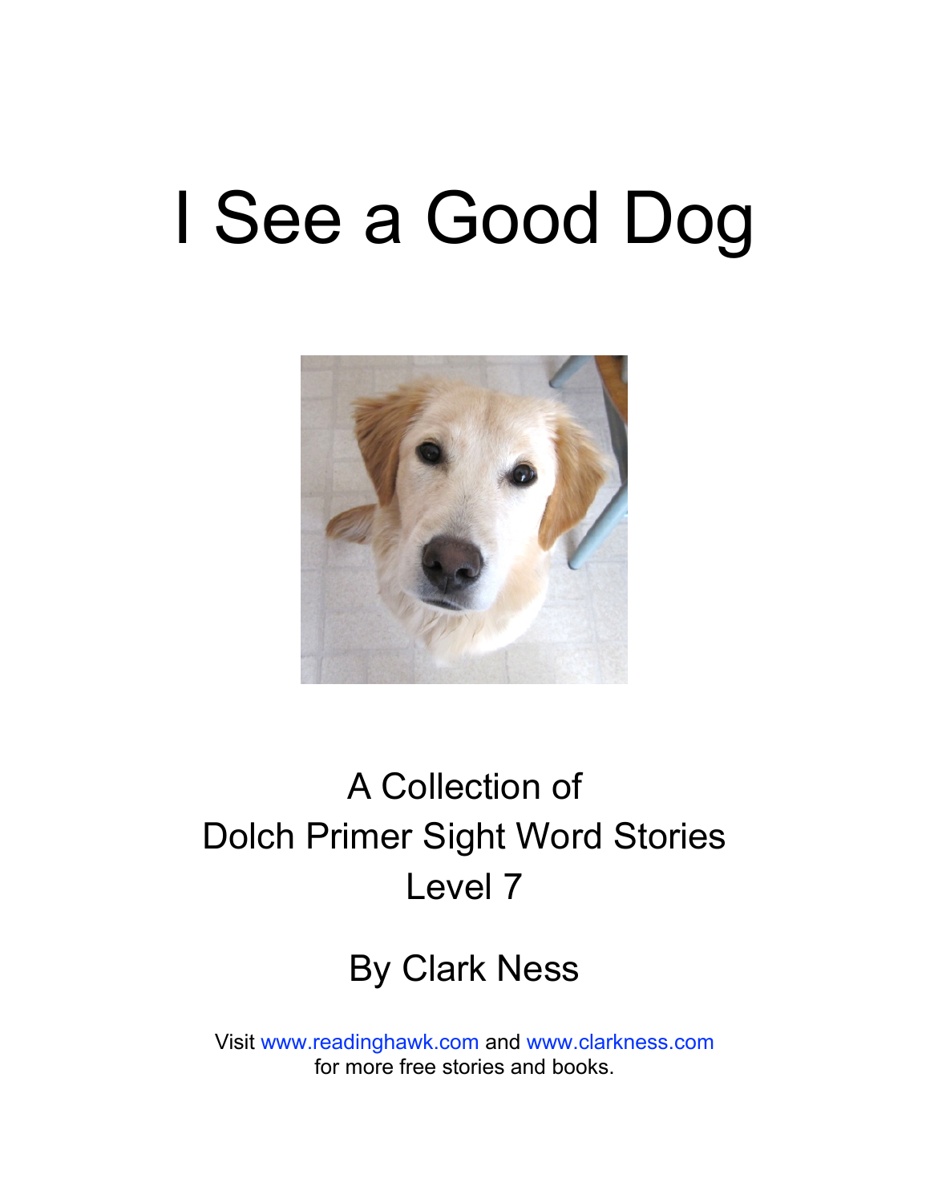# I See a Good Dog

A Collection of
Dolch Primer Sight Word Stories
Level 7

By Clark Ness

Visit www.readinghawk.com and www.clarkness.com
for more free stories and books.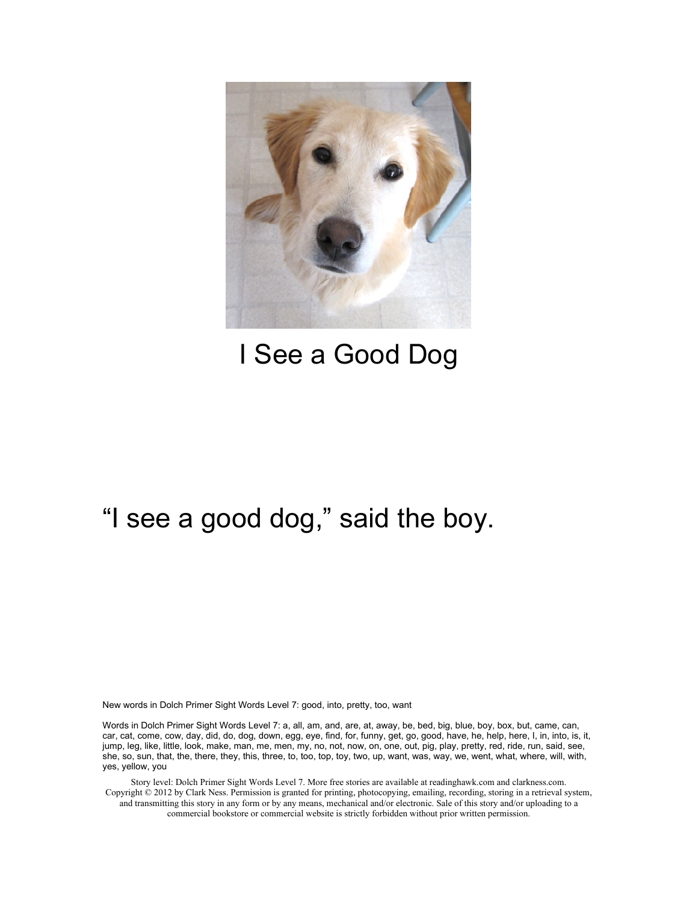# I See a Good Dog

"I see a good dog," said the boy.

New words in Dolch Primer Sight Words Level 7: good, into, pretty, too, want

Words in Dolch Primer Sight Words Level 7: a, all, am, and, are, at, away, be, bed, big, blue, boy, box, but, came, can, car, cat, come, cow, day, did, do, dog, down, egg, eye, find, for, funny, get, go, good, have, he, help, here, I, in, into, is, it, jump, leg, like, little, look, make, man, me, men, my, no, not, now, on, one, out, pig, play, pretty, red, ride, run, said, see, she, so, sun, that, the, there, they, this, three, to, too, top, toy, two, up, want, was, way, we, went, what, where, will, with, yes, yellow, you

Story level: Dolch Primer Sight Words Level 7. More free stories are available at readinghawk.com and clarkness.com. Copyright © 2012 by Clark Ness. Permission is granted for printing, photocopying, emailing, recording, storing in a retrieval system, and transmitting this story in any form or by any means, mechanical and/or electronic. Sale of this story and/or uploading to a commercial bookstore or commercial website is strictly forbidden without prior written permission.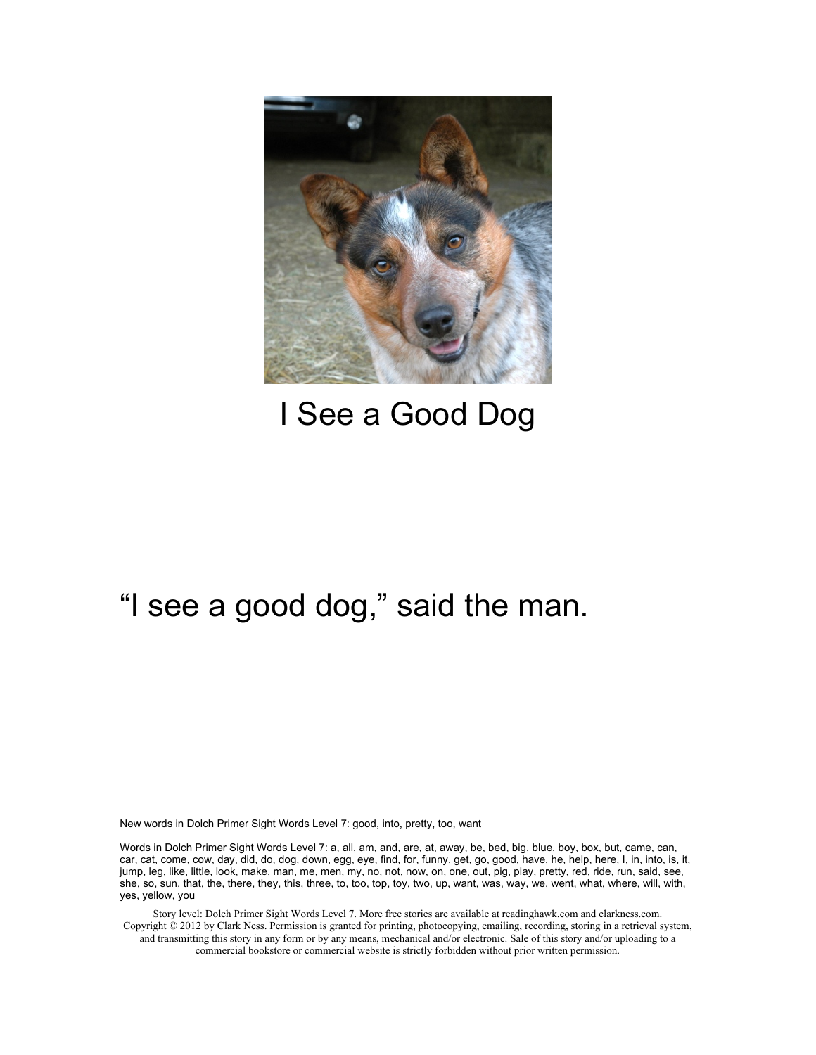# I See a Good Dog

"I see a good dog," said the man.

New words in Dolch Primer Sight Words Level 7: good, into, pretty, too, want

Words in Dolch Primer Sight Words Level 7: a, all, am, and, are, at, away, be, bed, big, blue, boy, box, but, came, can, car, cat, come, cow, day, did, do, dog, down, egg, eye, find, for, funny, get, go, good, have, he, help, here, I, in, into, is, it, jump, leg, like, little, look, make, man, me, men, my, no, not, now, on, one, out, pig, play, pretty, red, ride, run, said, see, she, so, sun, that, the, there, they, this, three, to, too, top, toy, two, up, want, was, way, we, went, what, where, will, with, yes, yellow, you

Story level: Dolch Primer Sight Words Level 7. More free stories are available at readinghawk.com and clarkness.com. Copyright © 2012 by Clark Ness. Permission is granted for printing, photocopying, emailing, recording, storing in a retrieval system, and transmitting this story in any form or by any means, mechanical and/or electronic. Sale of this story and/or uploading to a commercial bookstore or commercial website is strictly forbidden without prior written permission.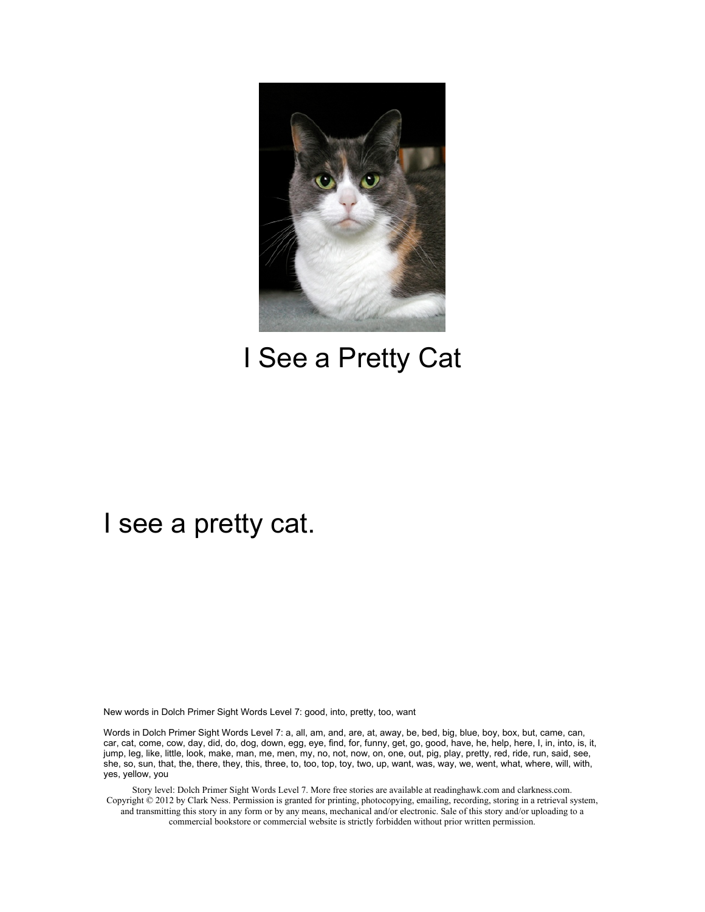# I See a Pretty Cat

I see a pretty cat.

New words in Dolch Primer Sight Words Level 7: good, into, pretty, too, want

Words in Dolch Primer Sight Words Level 7: a, all, am, and, are, at, away, be, bed, big, blue, boy, box, but, came, can, car, cat, come, cow, day, did, do, dog, down, egg, eye, find, for, funny, get, go, good, have, he, help, here, I, in, into, is, it, jump, leg, like, little, look, make, man, me, men, my, no, not, now, on, one, out, pig, play, pretty, red, ride, run, said, see, she, so, sun, that, the, there, they, this, three, to, too, top, toy, two, up, want, was, way, we, went, what, where, will, with, yes, yellow, you

Story level: Dolch Primer Sight Words Level 7. More free stories are available at readinghawk.com and clarkness.com. Copyright © 2012 by Clark Ness. Permission is granted for printing, photocopying, emailing, recording, storing in a retrieval system, and transmitting this story in any form or by any means, mechanical and/or electronic. Sale of this story and/or uploading to a commercial bookstore or commercial website is strictly forbidden without prior written permission.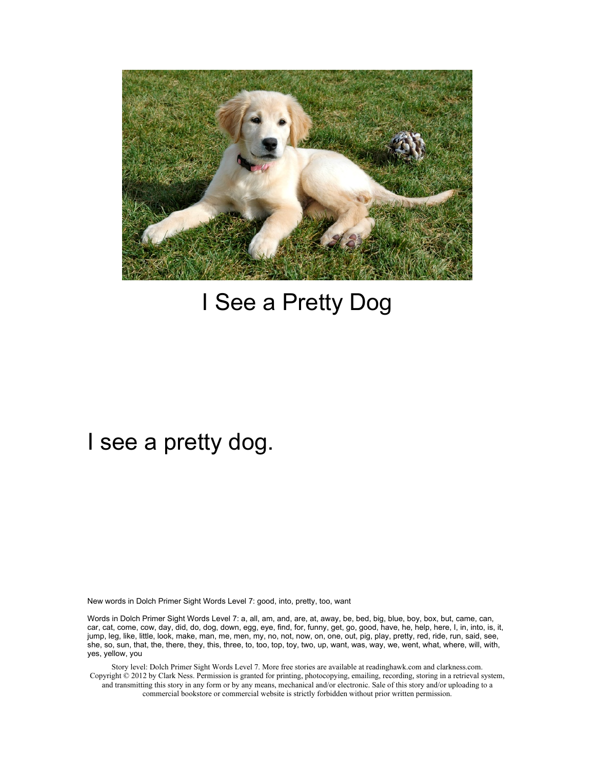# I See a Pretty Dog

I see a pretty dog.

New words in Dolch Primer Sight Words Level 7: good, into, pretty, too, want

Words in Dolch Primer Sight Words Level 7: a, all, am, and, are, at, away, be, bed, big, blue, boy, box, but, came, can, car, cat, come, cow, day, did, do, dog, down, egg, eye, find, for, funny, get, go, good, have, he, help, here, I, in, into, is, it, jump, leg, like, little, look, make, man, me, men, my, no, not, now, on, one, out, pig, play, pretty, red, ride, run, said, see, she, so, sun, that, the, there, they, this, three, to, too, top, toy, two, up, want, was, way, we, went, what, where, will, with, yes, yellow, you

Story level: Dolch Primer Sight Words Level 7. More free stories are available at readinghawk.com and clarkness.com. Copyright © 2012 by Clark Ness. Permission is granted for printing, photocopying, emailing, recording, storing in a retrieval system, and transmitting this story in any form or by any means, mechanical and/or electronic. Sale of this story and/or uploading to a commercial bookstore or commercial website is strictly forbidden without prior written permission.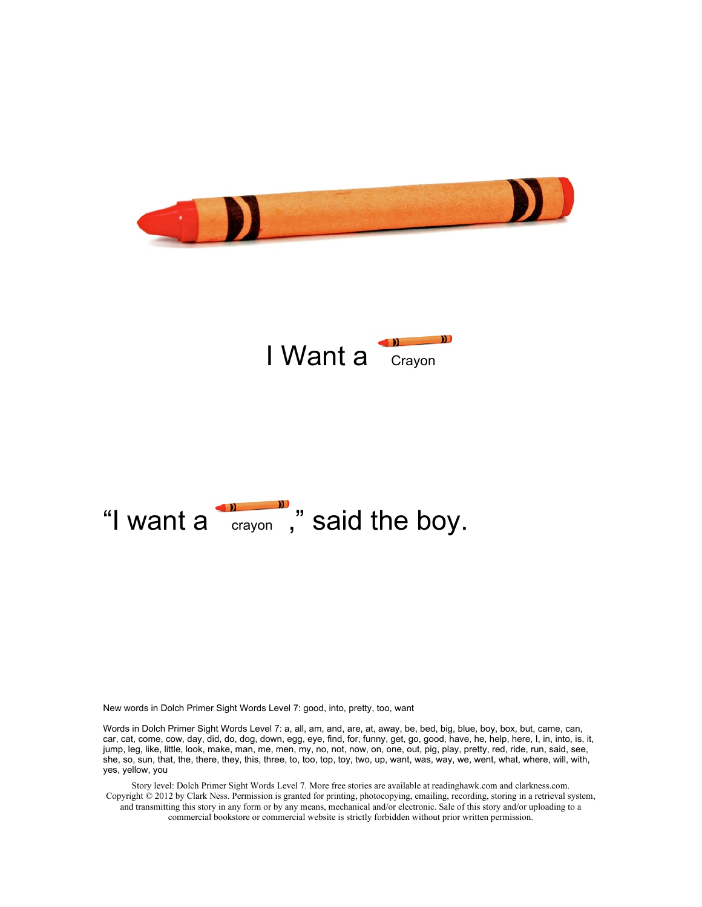# I Want a Crayon

"I want a crayon," said the boy.

New words in Dolch Primer Sight Words Level 7: good, into, pretty, too, want

Words in Dolch Primer Sight Words Level 7: a, all, am, and, are, at, away, be, bed, big, blue, boy, box, but, came, can, car, cat, come, cow, day, did, do, dog, down, egg, eye, find, for, funny, get, go, good, have, he, help, here, I, in, into, is, it, jump, leg, like, little, look, make, man, me, men, my, no, not, now, on, one, out, pig, play, pretty, red, ride, run, said, see, she, so, sun, that, the, there, they, this, three, to, too, top, toy, two, up, want, was, way, we, went, what, where, will, with, yes, yellow, you

Story level: Dolch Primer Sight Words Level 7. More free stories are available at readinghawk.com and clarkness.com. Copyright © 2012 by Clark Ness. Permission is granted for printing, photocopying, emailing, recording, storing in a retrieval system, and transmitting this story in any form or by any means, mechanical and/or electronic. Sale of this story and/or uploading to a commercial bookstore or commercial website is strictly forbidden without prior written permission.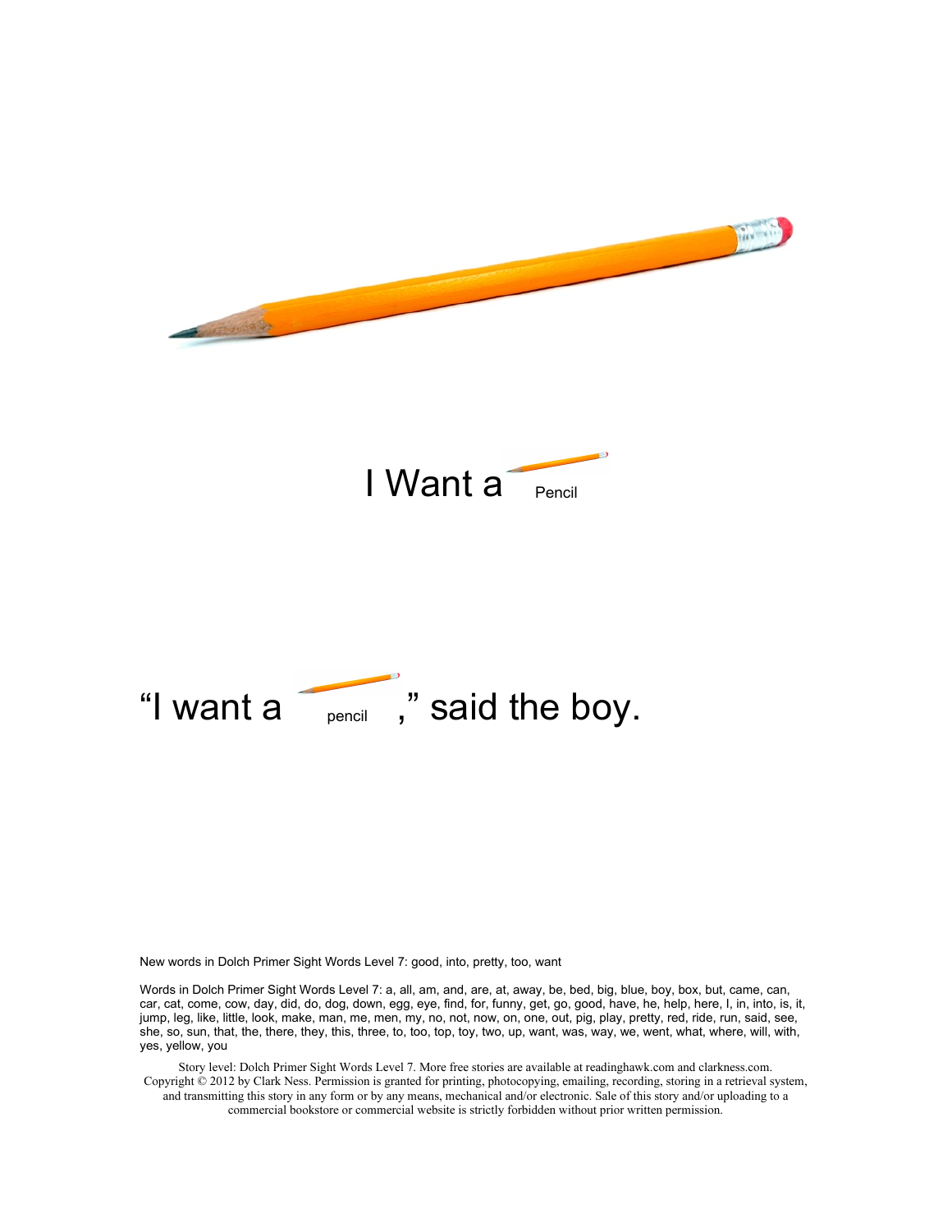I Want a Pencil

"I want a pencil," said the boy.

New words in Dolch Primer Sight Words Level 7: good, into, pretty, too, want

Words in Dolch Primer Sight Words Level 7: a, all, am, and, are, at, away, be, bed, big, blue, boy, box, but, came, can, car, cat, come, cow, day, did, do, dog, down, egg, eye, find, for, funny, get, go, good, have, he, help, here, I, in, into, is, it, jump, leg, like, little, look, make, man, me, men, my, no, not, now, on, one, out, pig, play, pretty, red, ride, run, said, see, she, so, sun, that, the, there, they, this, three, to, too, top, toy, two, up, want, was, way, we, went, what, where, will, with, yes, yellow, you

Story level: Dolch Primer Sight Words Level 7. More free stories are available at readinghawk.com and clarkness.com. Copyright © 2012 by Clark Ness. Permission is granted for printing, photocopying, emailing, recording, storing in a retrieval system, and transmitting this story in any form or by any means, mechanical and/or electronic. Sale of this story and/or uploading to a commercial bookstore or commercial website is strictly forbidden without prior written permission.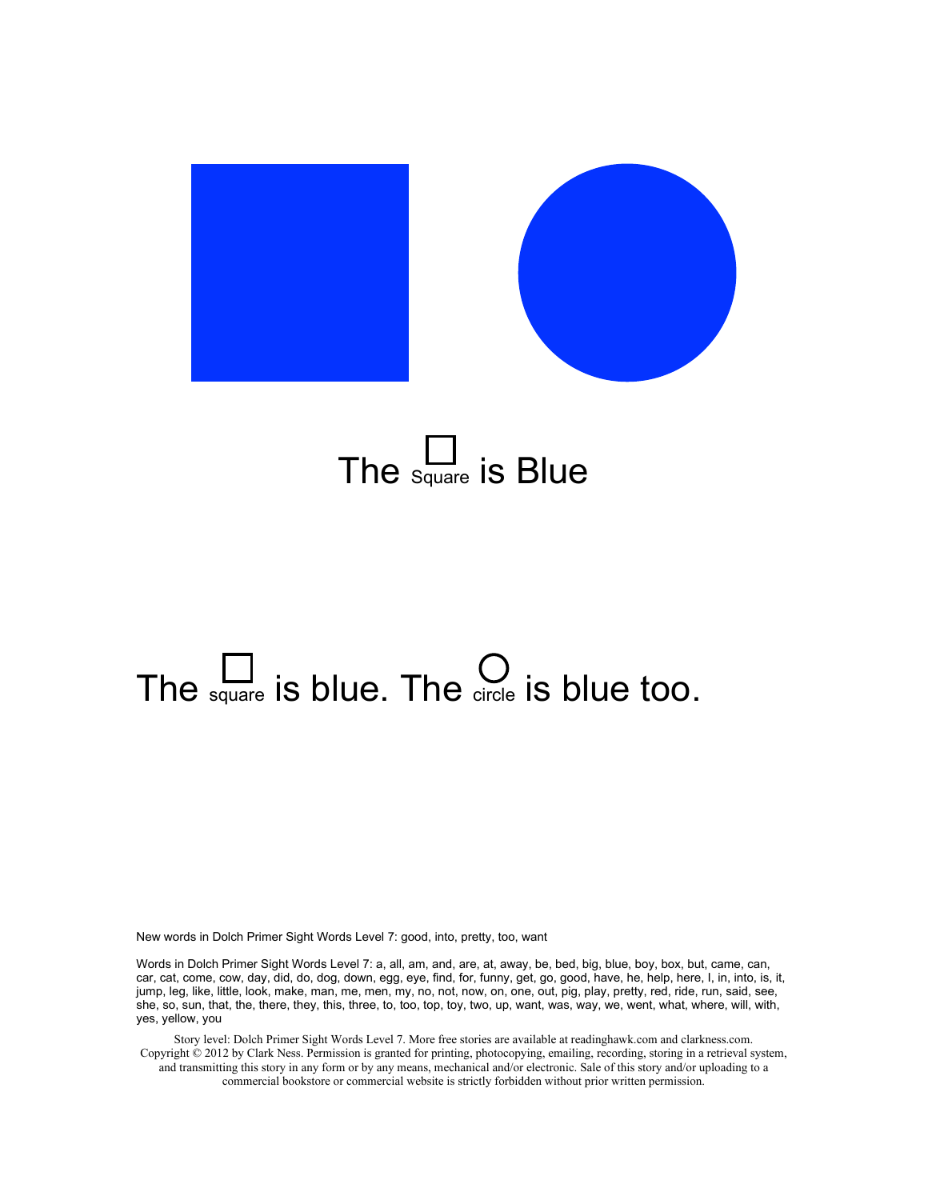The □ Square is Blue

The □ square is blue. The ○ circle is blue too.

New words in Dolch Primer Sight Words Level 7: good, into, pretty, too, want

Words in Dolch Primer Sight Words Level 7: a, all, am, and, are, at, away, be, bed, big, blue, boy, box, but, came, can, car, cat, come, cow, day, did, do, dog, down, egg, eye, find, for, funny, get, go, good, have, he, help, here, I, in, into, is, it, jump, leg, like, little, look, make, man, me, men, my, no, not, now, on, one, out, pig, play, pretty, red, ride, run, said, see, she, so, sun, that, the, there, they, this, three, to, too, top, toy, two, up, want, was, way, we, went, what, where, will, with, yes, yellow, you

Story level: Dolch Primer Sight Words Level 7. More free stories are available at readinghawk.com and clarkness.com. Copyright © 2012 by Clark Ness. Permission is granted for printing, photocopying, emailing, recording, storing in a retrieval system, and transmitting this story in any form or by any means, mechanical and/or electronic. Sale of this story and/or uploading to a commercial bookstore or commercial website is strictly forbidden without prior written permission.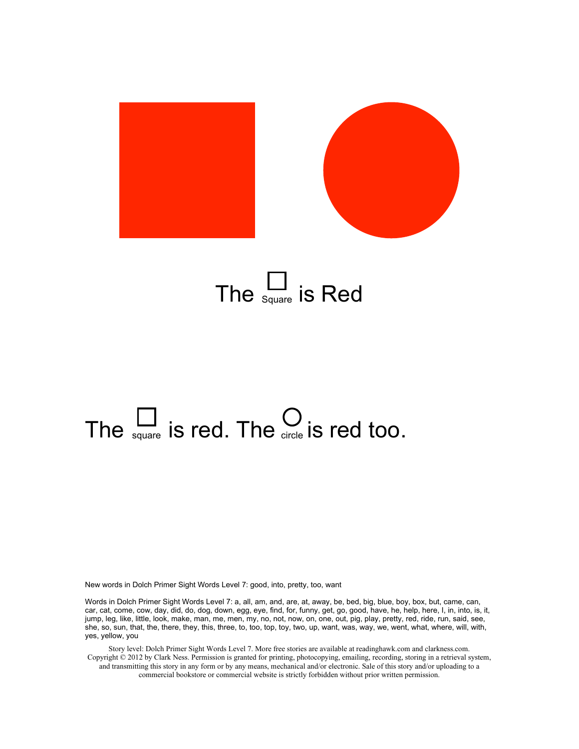# The Square is Red

The square is red. The circle is red too.

New words in Dolch Primer Sight Words Level 7: good, into, pretty, too, want

Words in Dolch Primer Sight Words Level 7: a, all, am, and, are, at, away, be, bed, big, blue, boy, box, but, came, can, car, cat, come, cow, day, did, do, dog, down, egg, eye, find, for, funny, get, go, good, have, he, help, here, I, in, into, is, it, jump, leg, like, little, look, make, man, me, men, my, no, not, now, on, one, out, pig, play, pretty, red, ride, run, said, see, she, so, sun, that, the, there, they, this, three, to, too, top, toy, two, up, want, was, way, we, went, what, where, will, with, yes, yellow, you

Story level: Dolch Primer Sight Words Level 7. More free stories are available at readinghawk.com and clarkness.com. Copyright © 2012 by Clark Ness. Permission is granted for printing, photocopying, emailing, recording, storing in a retrieval system, and transmitting this story in any form or by any means, mechanical and/or electronic. Sale of this story and/or uploading to a commercial bookstore or commercial website is strictly forbidden without prior written permission.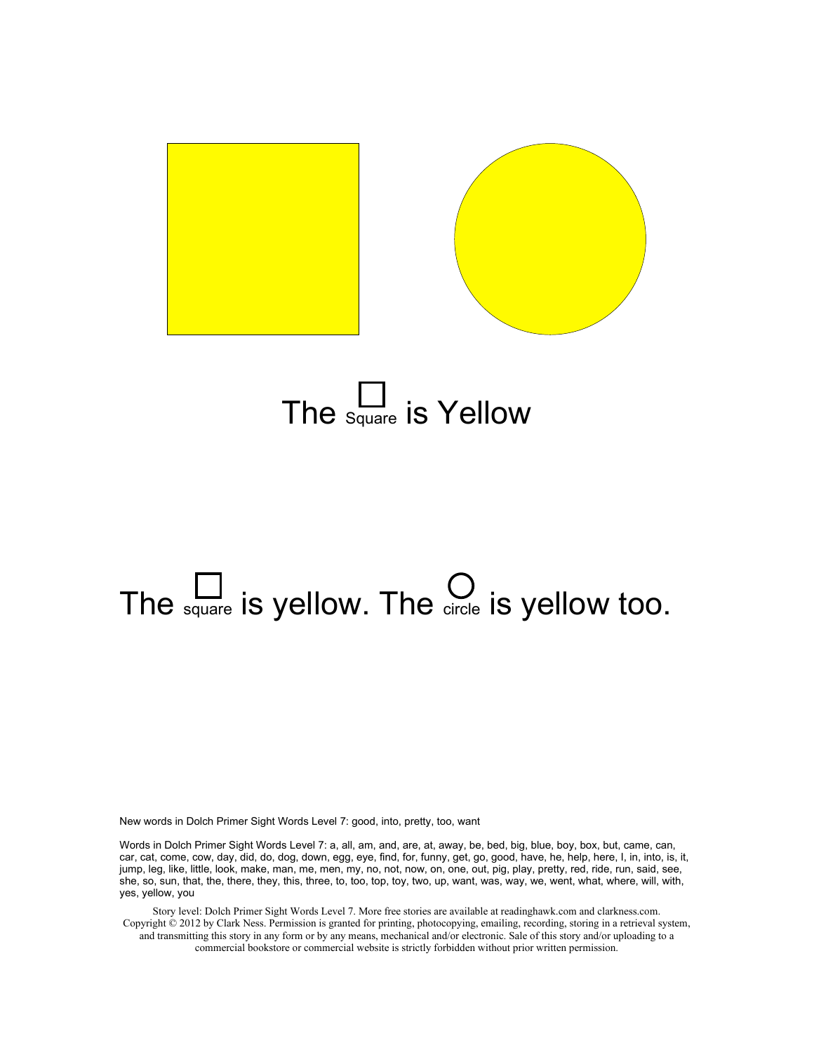# The Square is Yellow

The square is yellow. The circle is yellow too.

New words in Dolch Primer Sight Words Level 7: good, into, pretty, too, want

Words in Dolch Primer Sight Words Level 7: a, all, am, and, are, at, away, be, bed, big, blue, boy, box, but, came, can, car, cat, come, cow, day, did, do, dog, down, egg, eye, find, for, funny, get, go, good, have, he, help, here, I, in, into, is, it, jump, leg, like, little, look, make, man, me, men, my, no, not, now, on, one, out, pig, play, pretty, red, ride, run, said, see, she, so, sun, that, the, there, they, this, three, to, too, top, toy, two, up, want, was, way, we, went, what, where, will, with, yes, yellow, you

Story level: Dolch Primer Sight Words Level 7. More free stories are available at readinghawk.com and clarkness.com. Copyright © 2012 by Clark Ness. Permission is granted for printing, photocopying, emailing, recording, storing in a retrieval system, and transmitting this story in any form or by any means, mechanical and/or electronic. Sale of this story and/or uploading to a commercial bookstore or commercial website is strictly forbidden without prior written permission.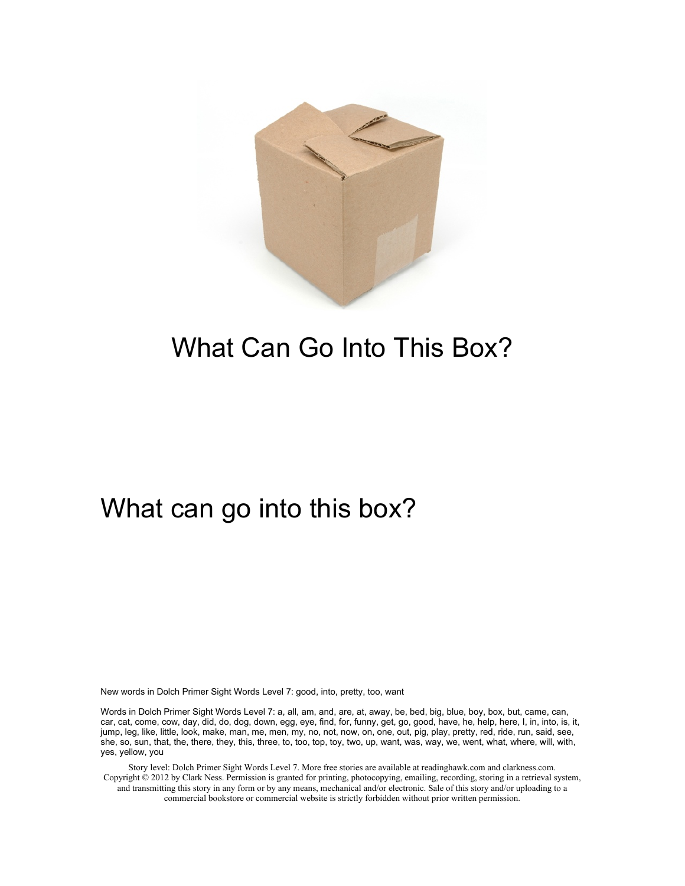# What Can Go Into This Box?

What can go into this box?

New words in Dolch Primer Sight Words Level 7: good, into, pretty, too, want

Words in Dolch Primer Sight Words Level 7: a, all, am, and, are, at, away, be, bed, big, blue, boy, box, but, came, can, car, cat, come, cow, day, did, do, dog, down, egg, eye, find, for, funny, get, go, good, have, he, help, here, I, in, into, is, it, jump, leg, like, little, look, make, man, me, men, my, no, not, now, on, one, out, pig, play, pretty, red, ride, run, said, see, she, so, sun, that, the, there, they, this, three, to, too, top, toy, two, up, want, was, way, we, went, what, where, will, with, yes, yellow, you

Story level: Dolch Primer Sight Words Level 7. More free stories are available at readinghawk.com and clarkness.com. Copyright © 2012 by Clark Ness. Permission is granted for printing, photocopying, emailing, recording, storing in a retrieval system, and transmitting this story in any form or by any means, mechanical and/or electronic. Sale of this story and/or uploading to a commercial bookstore or commercial website is strictly forbidden without prior written permission.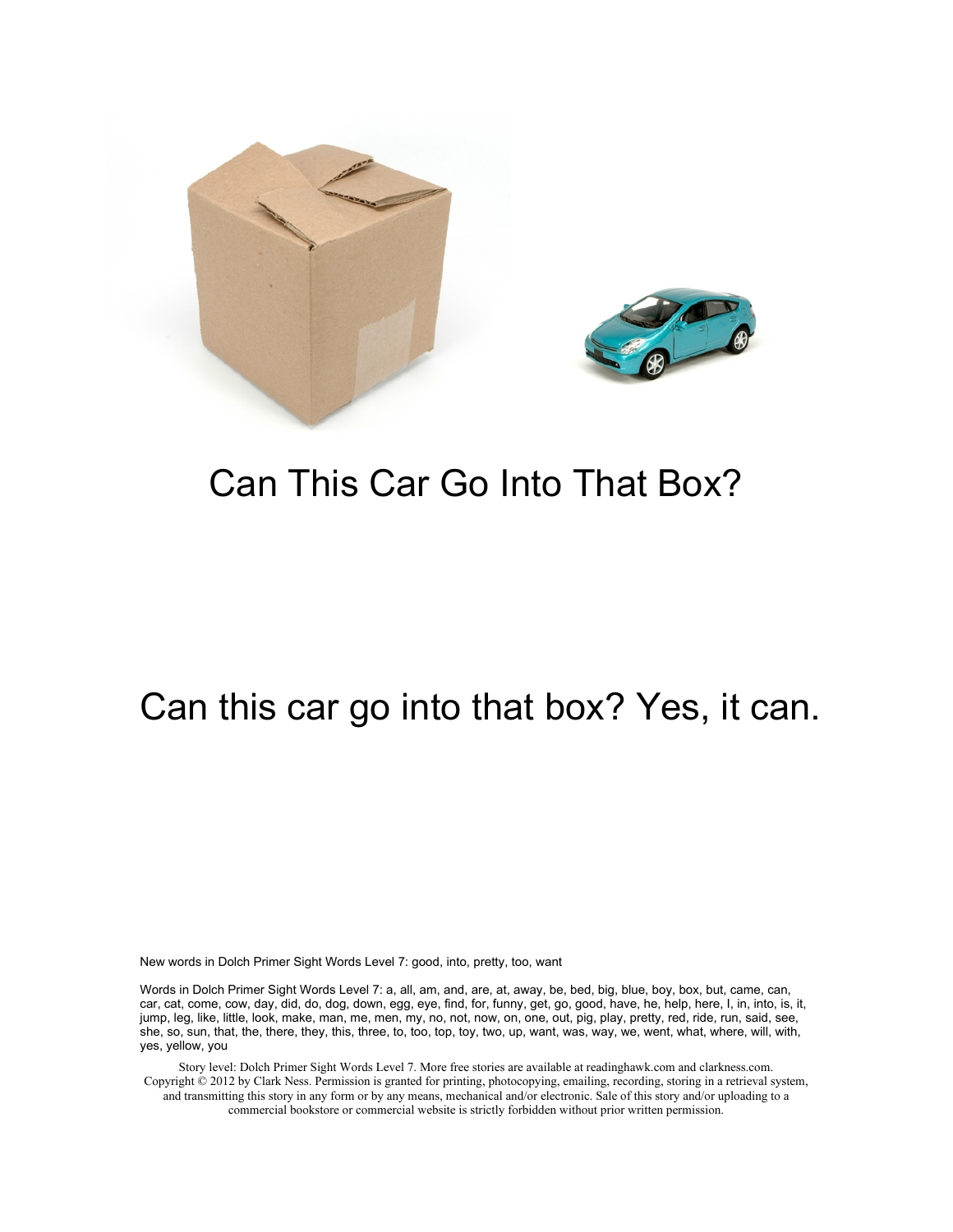Can This Car Go Into That Box?

Can this car go into that box? Yes, it can.

New words in Dolch Primer Sight Words Level 7: good, into, pretty, too, want

Words in Dolch Primer Sight Words Level 7: a, all, am, and, are, at, away, be, bed, big, blue, boy, box, but, came, can, car, cat, come, cow, day, did, do, dog, down, egg, eye, find, for, funny, get, go, good, have, he, help, here, I, in, into, is, it, jump, leg, like, little, look, make, man, me, men, my, no, not, now, on, one, out, pig, play, pretty, red, ride, run, said, see, she, so, sun, that, the, there, they, this, three, to, too, top, toy, two, up, want, was, way, we, went, what, where, will, with, yes, yellow, you

Story level: Dolch Primer Sight Words Level 7. More free stories are available at readinghawk.com and clarkness.com. Copyright © 2012 by Clark Ness. Permission is granted for printing, photocopying, emailing, recording, storing in a retrieval system, and transmitting this story in any form or by any means, mechanical and/or electronic. Sale of this story and/or uploading to a commercial bookstore or commercial website is strictly forbidden without prior written permission.